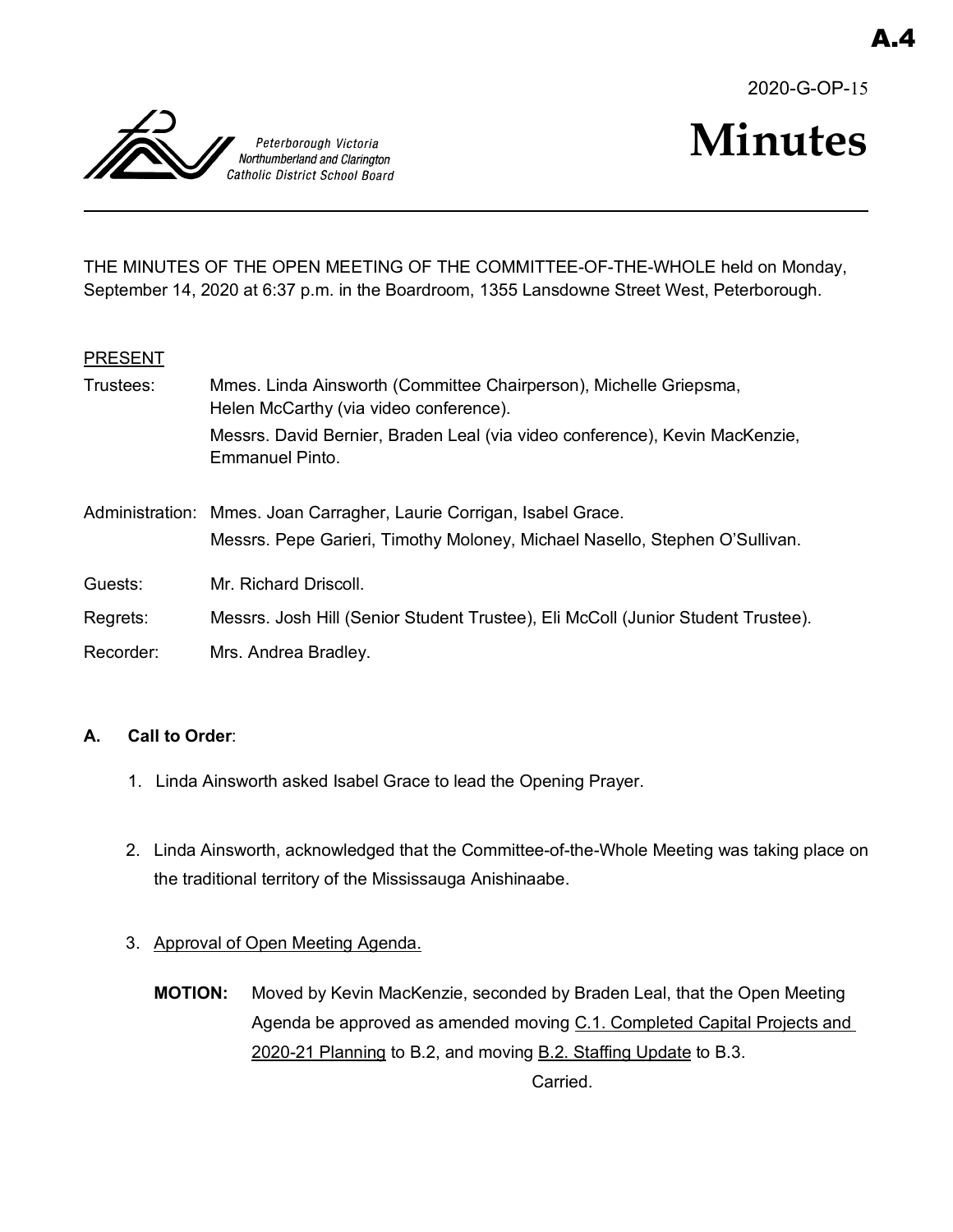A.4

2020-G-OP-15

Peterborough Victoria Northumberland and Clarington Catholic District School Board

# Minutes

THE MINUTES OF THE OPEN MEETING OF THE COMMITTEE-OF-THE-WHOLE held on Monday, September 14, 2020 at 6:37 p.m. in the Boardroom, 1355 Lansdowne Street West, Peterborough.

PRESENT

Trustees: Mmes. Linda Ainsworth (Committee Chairperson), Michelle Griepsma, Helen McCarthy (via video conference).
Messrs. David Bernier, Braden Leal (via video conference), Kevin MacKenzie, Emmanuel Pinto.

Administration: Mmes. Joan Carragher, Laurie Corrigan, Isabel Grace.
Messrs. Pepe Garieri, Timothy Moloney, Michael Nasello, Stephen O'Sullivan.

Guests: Mr. Richard Driscoll.

Regrets: Messrs. Josh Hill (Senior Student Trustee), Eli McColl (Junior Student Trustee).

Recorder: Mrs. Andrea Bradley.

## A. Call to Order:

1. Linda Ainsworth asked Isabel Grace to lead the Opening Prayer.

2. Linda Ainsworth, acknowledged that the Committee-of-the-Whole Meeting was taking place on the traditional territory of the Mississauga Anishinaabe.

3. Approval of Open Meeting Agenda.

   **MOTION:** Moved by Kevin MacKenzie, seconded by Braden Leal, that the Open Meeting Agenda be approved as amended moving C.1. Completed Capital Projects and 2020-21 Planning to B.2, and moving B.2. Staffing Update to B.3.

   Carried.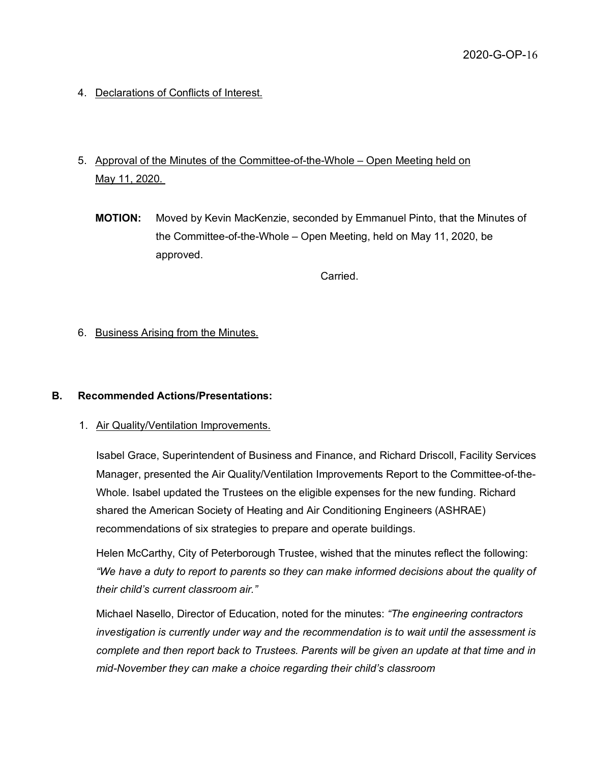4. Declarations of Conflicts of Interest.

5. Approval of the Minutes of the Committee-of-the-Whole – Open Meeting held on May 11, 2020.

**MOTION:** Moved by Kevin MacKenzie, seconded by Emmanuel Pinto, that the Minutes of the Committee-of-the-Whole – Open Meeting, held on May 11, 2020, be approved.

Carried.

6. Business Arising from the Minutes.

## B. Recommended Actions/Presentations:

1. Air Quality/Ventilation Improvements.

Isabel Grace, Superintendent of Business and Finance, and Richard Driscoll, Facility Services Manager, presented the Air Quality/Ventilation Improvements Report to the Committee-of-the-Whole. Isabel updated the Trustees on the eligible expenses for the new funding. Richard shared the American Society of Heating and Air Conditioning Engineers (ASHRAE) recommendations of six strategies to prepare and operate buildings.

Helen McCarthy, City of Peterborough Trustee, wished that the minutes reflect the following: *"We have a duty to report to parents so they can make informed decisions about the quality of their child's current classroom air."*

Michael Nasello, Director of Education, noted for the minutes: *"The engineering contractors investigation is currently under way and the recommendation is to wait until the assessment is complete and then report back to Trustees. Parents will be given an update at that time and in mid-November they can make a choice regarding their child's classroom*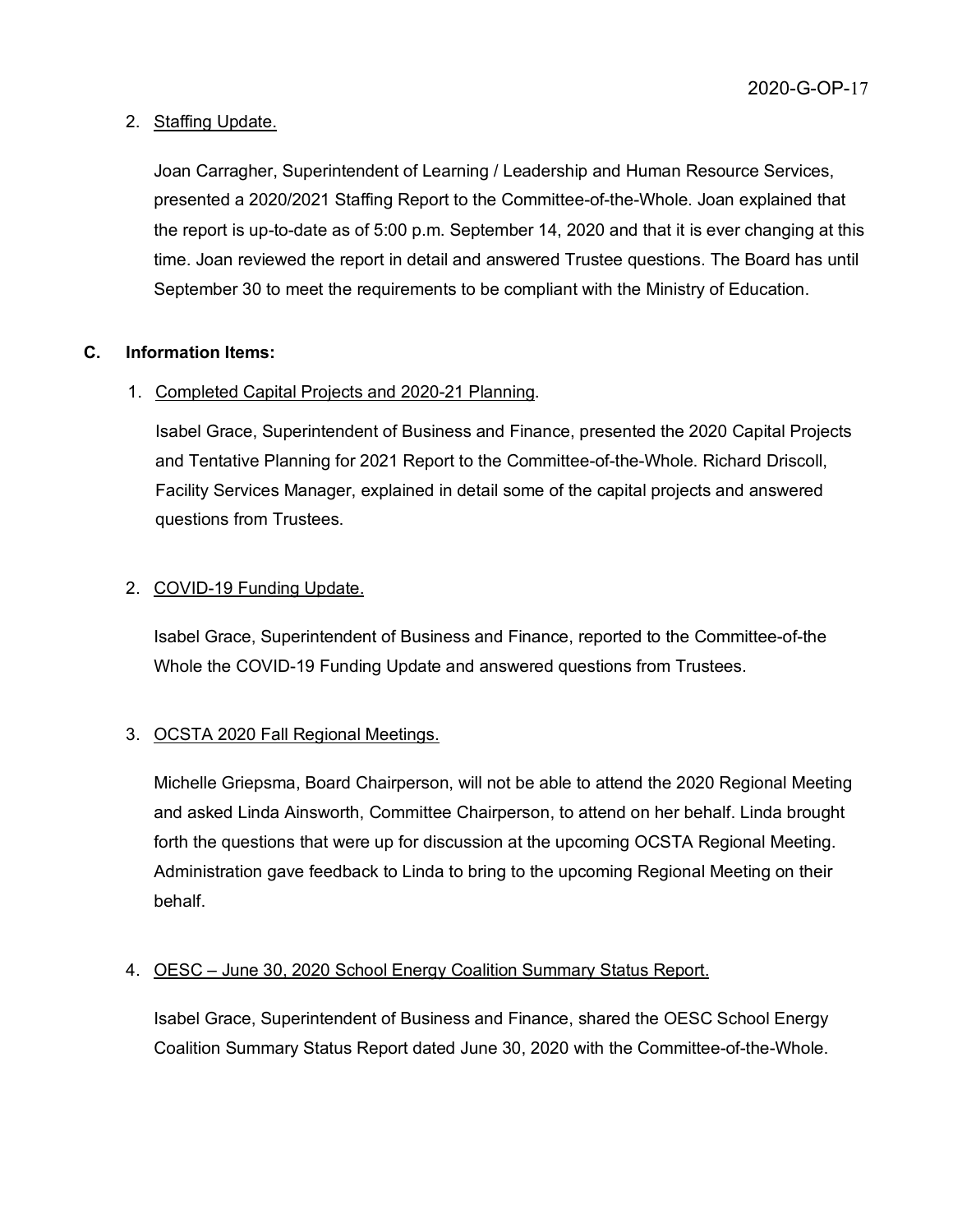2. Staffing Update.

   Joan Carragher, Superintendent of Learning / Leadership and Human Resource Services, presented a 2020/2021 Staffing Report to the Committee-of-the-Whole. Joan explained that the report is up-to-date as of 5:00 p.m. September 14, 2020 and that it is ever changing at this time. Joan reviewed the report in detail and answered Trustee questions. The Board has until September 30 to meet the requirements to be compliant with the Ministry of Education.

**C. Information Items:**

1. Completed Capital Projects and 2020-21 Planning.

   Isabel Grace, Superintendent of Business and Finance, presented the 2020 Capital Projects and Tentative Planning for 2021 Report to the Committee-of-the-Whole. Richard Driscoll, Facility Services Manager, explained in detail some of the capital projects and answered questions from Trustees.

2. COVID-19 Funding Update.

   Isabel Grace, Superintendent of Business and Finance, reported to the Committee-of-the Whole the COVID-19 Funding Update and answered questions from Trustees.

3. OCSTA 2020 Fall Regional Meetings.

   Michelle Griepsma, Board Chairperson, will not be able to attend the 2020 Regional Meeting and asked Linda Ainsworth, Committee Chairperson, to attend on her behalf. Linda brought forth the questions that were up for discussion at the upcoming OCSTA Regional Meeting. Administration gave feedback to Linda to bring to the upcoming Regional Meeting on their behalf.

4. OESC – June 30, 2020 School Energy Coalition Summary Status Report.

   Isabel Grace, Superintendent of Business and Finance, shared the OESC School Energy Coalition Summary Status Report dated June 30, 2020 with the Committee-of-the-Whole.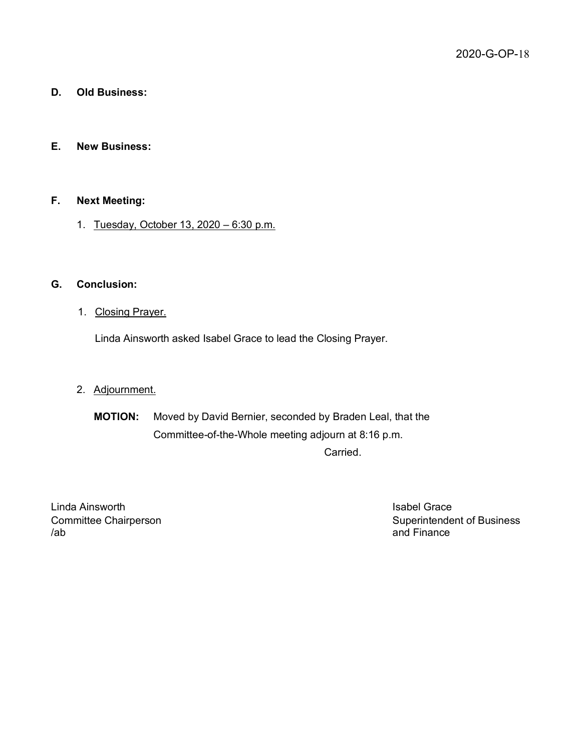**D. Old Business:**

**E. New Business:**

**F. Next Meeting:**

1. Tuesday, October 13, 2020 – 6:30 p.m.

**G. Conclusion:**

1. Closing Prayer.

   Linda Ainsworth asked Isabel Grace to lead the Closing Prayer.

2. Adjournment.

   **MOTION:** Moved by David Bernier, seconded by Braden Leal, that the Committee-of-the-Whole meeting adjourn at 8:16 p.m.

   Carried.

Linda Ainsworth
Committee Chairperson
/ab

Isabel Grace
Superintendent of Business
and Finance